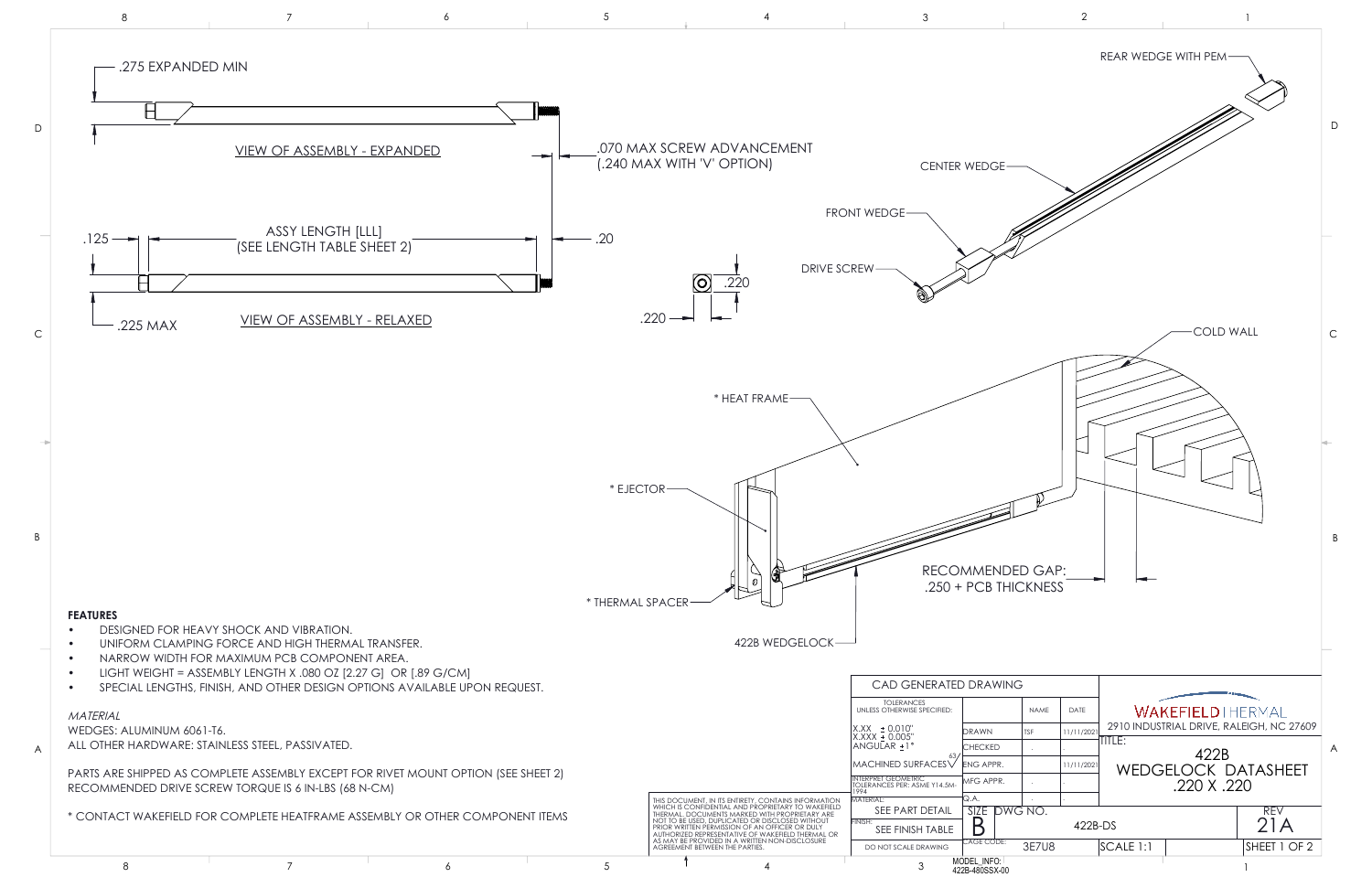.275 EXPANDED MIN

VIEW OF ASSEMBLY - EXPANDED

.070 MAX SCREW ADVANCEMENT
(.240 MAX WITH 'V' OPTION)

.125

ASSY LENGTH [LLL]
(SEE LENGTH TABLE SHEET 2)

.20

.220

.220

.225 MAX

VIEW OF ASSEMBLY - RELAXED

REAR WEDGE WITH PEM

CENTER WEDGE

FRONT WEDGE

DRIVE SCREW

COLD WALL

* HEAT FRAME

* EJECTOR

* THERMAL SPACER

422B WEDGELOCK

RECOMMENDED GAP:
.250 + PCB THICKNESS

**FEATURES**

- DESIGNED FOR HEAVY SHOCK AND VIBRATION.
- UNIFORM CLAMPING FORCE AND HIGH THERMAL TRANSFER.
- NARROW WIDTH FOR MAXIMUM PCB COMPONENT AREA.
- LIGHT WEIGHT = ASSEMBLY LENGTH X .080 OZ [2.27 G] OR [.89 G/CM]
- SPECIAL LENGTHS, FINISH, AND OTHER DESIGN OPTIONS AVAILABLE UPON REQUEST.

*MATERIAL*

WEDGES: ALUMINUM 6061-T6.
ALL OTHER HARDWARE: STAINLESS STEEL, PASSIVATED.

PARTS ARE SHIPPED AS COMPLETE ASSEMBLY EXCEPT FOR RIVET MOUNT OPTION (SEE SHEET 2)
RECOMMENDED DRIVE SCREW TORQUE IS 6 IN-LBS (68 N-CM)

* CONTACT WAKEFIELD FOR COMPLETE HEATFRAME ASSEMBLY OR OTHER COMPONENT ITEMS

THIS DOCUMENT, IN ITS ENTIRETY, CONTAINS INFORMATION WHICH IS CONFIDENTIAL AND PROPRIETARY TO WAKEFIELD THERMAL. DOCUMENTS MARKED WITH PROPRIETARY ARE NOT TO BE USED, DUPLICATED OR DISCLOSED WITHOUT PRIOR WRITTEN PERMISSION OF AN OFFICER OR DULY AUTHORIZED REPRESENTATIVE OF WAKEFIELD THERMAL OR AS MAY BE PROVIDED IN A WRITTEN NON-DISCLOSURE AGREEMENT BETWEEN THE PARTIES.

| CAD GENERATED DRAWING | | | |
|---|---|---|---|
| TOLERANCES UNLESS OTHERWISE SPECIFIED: | | NAME | DATE |
| X.XX ± 0.010" X.XXX ± 0.005" ANGULAR ±1° | DRAWN | TSF | 11/11/2021 |
| | CHECKED | . | . |
| MACHINED SURFACES 63 | ENG APPR. | | 11/11/2021 |
| INTERPRET GEOMETRIC TOLERANCES PER: ASME Y14.5M-1994 | MFG APPR. | . | . |
| MATERIAL: SEE PART DETAIL | Q.A. | . | . |
| FINISH: SEE FINISH TABLE | SIZE: B | DWG NO.: 422B-DS | |
| DO NOT SCALE DRAWING | CAGE CODE: 3E7U8 | | |

WAKEFIELD | THERMAL
2910 INDUSTRIAL DRIVE, RALEIGH, NC 27609

TITLE: 422B WEDGELOCK DATASHEET .220 X .220

REV 21A

SCALE 1:1

SHEET 1 OF 2

MODEL_INFO: 422B-480SSX-00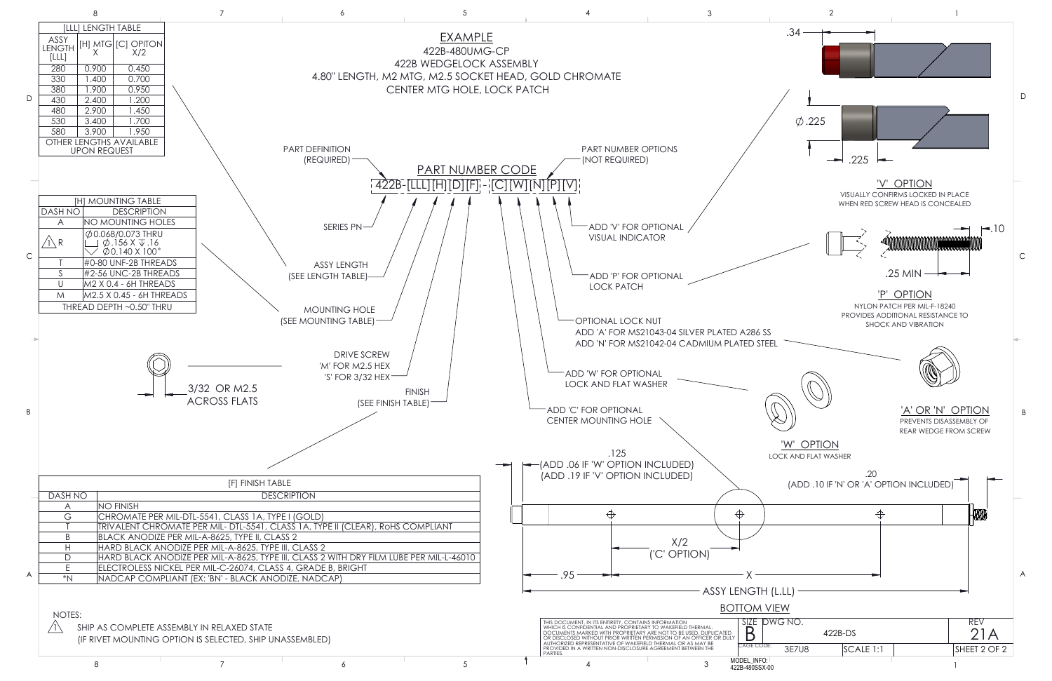# EXAMPLE

422B-480UMG-CP
422B WEDGELOCK ASSEMBLY
4.80" LENGTH, M2 MTG, M2.5 SOCKET HEAD, GOLD CHROMATE
CENTER MTG HOLE, LOCK PATCH

| [LLL] LENGTH TABLE | | |
|---|---|---|
| ASSY LENGTH [LLL] | [H] MTG X | [C] OPITON X/2 |
| 280 | 0.900 | 0.450 |
| 330 | 1.400 | 0.700 |
| 380 | 1.900 | 0.950 |
| 430 | 2.400 | 1.200 |
| 480 | 2.900 | 1.450 |
| 530 | 3.400 | 1.700 |
| 580 | 3.900 | 1.950 |
| OTHER LENGTHS AVAILABLE UPON REQUEST | | |

| [H] MOUNTING TABLE | |
|---|---|
| DASH NO | DESCRIPTION |
| A | NO MOUNTING HOLES |
| ⚠1 R | Ø0.068/0.073 THRU ⌴ Ø.156 X ↧.16 ⌵ Ø0.140 X 100° |
| T | #0-80 UNF-2B THREADS |
| S | #2-56 UNC-2B THREADS |
| U | M2 X 0.4 - 6H THREADS |
| M | M2.5 X 0.45 - 6H THREADS |
| THREAD DEPTH ~0.50" THRU | |

## PART NUMBER CODE

422B-[LLL][H][D][F]-[C][W][N][P][V]

PART DEFINITION (REQUIRED)

PART NUMBER OPTIONS (NOT REQUIRED)

- SERIES PN
- ASSY LENGTH (SEE LENGTH TABLE)
- MOUNTING HOLE (SEE MOUNTING TABLE)
- DRIVE SCREW 'M' FOR M2.5 HEX 'S' FOR 3/32 HEX
- FINISH (SEE FINISH TABLE)
- ADD 'C' FOR OPTIONAL CENTER MOUNTING HOLE
- ADD 'W' FOR OPTIONAL LOCK AND FLAT WASHER
- OPTIONAL LOCK NUT ADD 'A' FOR MS21043-04 SILVER PLATED A286 SS ADD 'N' FOR MS21042-04 CADMIUM PLATED STEEL
- ADD 'P' FOR OPTIONAL LOCK PATCH
- ADD 'V' FOR OPTIONAL VISUAL INDICATOR

3/32 OR M2.5 ACROSS FLATS

.34

Ø.225

.225

'V' OPTION
VISUALLY CONFIRMS LOCKED IN PLACE WHEN RED SCREW HEAD IS CONCEALED

.10

.25 MIN

'P' OPTION
NYLON PATCH PER MIL-F-18240 PROVIDES ADDITIONAL RESISTANCE TO SHOCK AND VIBRATION

'A' OR 'N' OPTION
PREVENTS DISASSEMBLY OF REAR WEDGE FROM SCREW

'W' OPTION
LOCK AND FLAT WASHER

| [F] FINISH TABLE | |
|---|---|
| DASH NO | DESCRIPTION |
| A | NO FINISH |
| G | CHROMATE PER MIL-DTL-5541, CLASS 1A, TYPE I (GOLD) |
| T | TRIVALENT CHROMATE PER MIL- DTL-5541, CLASS 1A, TYPE II (CLEAR), RoHS COMPLIANT |
| B | BLACK ANODIZE PER MIL-A-8625, TYPE II, CLASS 2 |
| H | HARD BLACK ANODIZE PER MIL-A-8625, TYPE III, CLASS 2 |
| D | HARD BLACK ANODIZE PER MIL-A-8625, TYPE III, CLASS 2 WITH DRY FILM LUBE PER MIL-L-46010 |
| E | ELECTROLESS NICKEL PER MIL-C-26074, CLASS 4, GRADE B, BRIGHT |
| *N | NADCAP COMPLIANT (EX: 'BN' - BLACK ANODIZE, NADCAP) |

.125
(ADD .06 IF 'W' OPTION INCLUDED)
(ADD .19 IF 'V' OPTION INCLUDED)

.20
(ADD .10 IF 'N' OR 'A' OPTION INCLUDED)

X/2
('C' OPTION)

.95

X

ASSY LENGTH (L.LL)

BOTTOM VIEW

NOTES:

⚠1 SHIP AS COMPLETE ASSEMBLY IN RELAXED STATE
(IF RIVET MOUNTING OPTION IS SELECTED, SHIP UNASSEMBLED)

THIS DOCUMENT, IN ITS ENTIRETY, CONTAINS INFORMATION WHICH IS CONFIDENTIAL AND PROPRIETARY TO WAKEFIELD THERMAL. DOCUMENTS MARKED WITH PROPRIETARY ARE NOT TO BE USED, DUPLICATED OR DISCLOSED WITHOUT PRIOR WRITTEN PERMISSION OF AN OFFICER OR DULY AUTHORIZED REPRESENTATIVE OF WAKEFIELD THERMAL OR AS MAY BE PROVIDED IN A WRITTEN NON-DISCLOSURE AGREEMENT BETWEEN THE PARTIES.

| SIZE | DWG NO. | | REV |
|---|---|---|---|
| B | 422B-DS | | 21A |
| CAGE CODE: 3E7U8 | | SCALE 1:1 | SHEET 2 OF 2 |

MODEL_INFO: 422B-480SSX-00